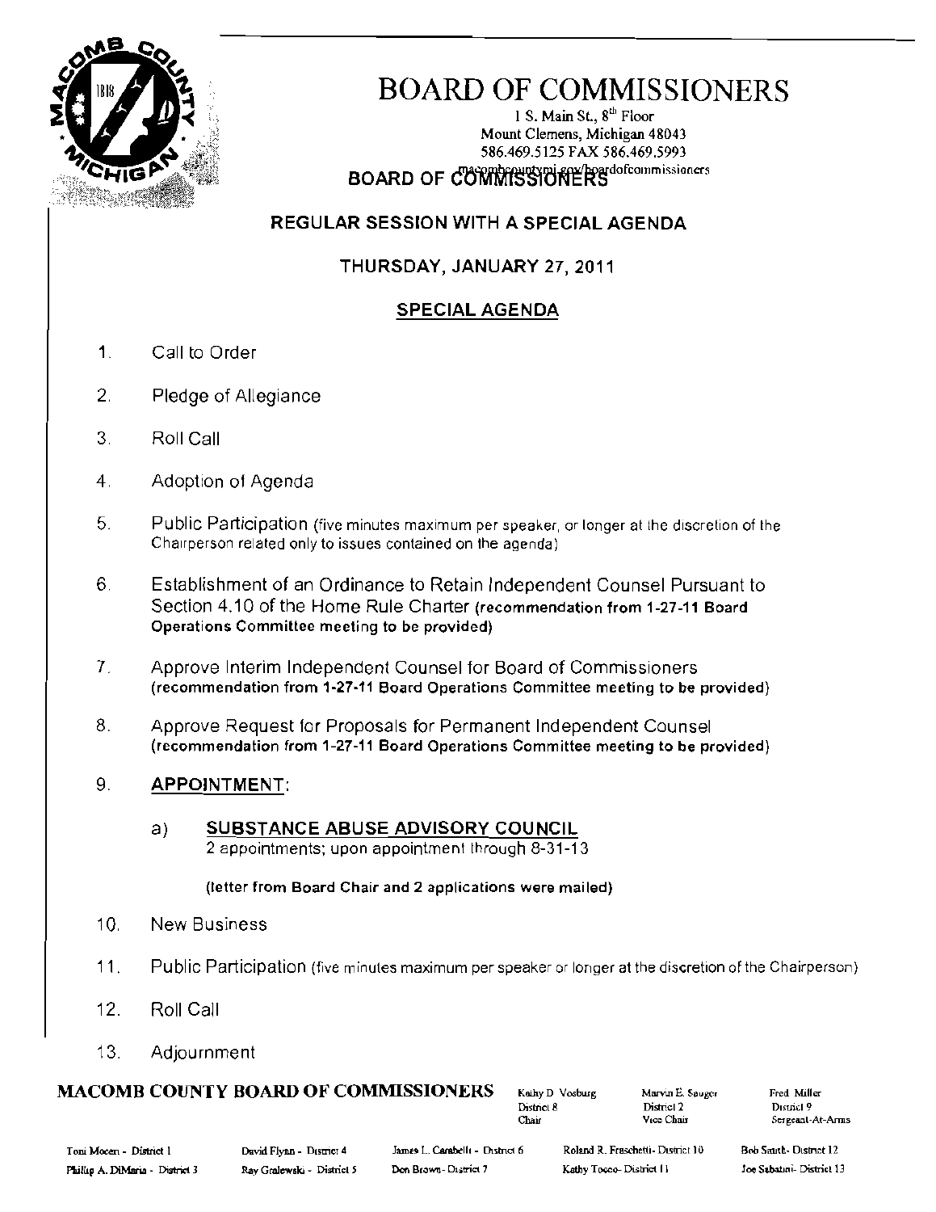# BOARD OF COMMISSIONERS

1 S. Main St., 8th Floor
Mount Clemens, Michigan 48043
586.469.5125 FAX 586.469.5993
macombcountymi.gov/boardofcommissioners

## BOARD OF COMMISSIONERS

### REGULAR SESSION WITH A SPECIAL AGENDA

### THURSDAY, JANUARY 27, 2011

### SPECIAL AGENDA

1. Call to Order

2. Pledge of Allegiance

3. Roll Call

4. Adoption of Agenda

5. Public Participation (five minutes maximum per speaker, or longer at the discretion of the Chairperson related only to issues contained on the agenda)

6. Establishment of an Ordinance to Retain Independent Counsel Pursuant to Section 4.10 of the Home Rule Charter **(recommendation from 1-27-11 Board Operations Committee meeting to be provided)**

7. Approve Interim Independent Counsel for Board of Commissioners **(recommendation from 1-27-11 Board Operations Committee meeting to be provided)**

8. Approve Request for Proposals for Permanent Independent Counsel **(recommendation from 1-27-11 Board Operations Committee meeting to be provided)**

9. **APPOINTMENT**:

   a) **SUBSTANCE ABUSE ADVISORY COUNCIL**
   2 appointments; upon appointment through 8-31-13

   **(letter from Board Chair and 2 applications were mailed)**

10. New Business

11. Public Participation (five minutes maximum per speaker or longer at the discretion of the Chairperson)

12. Roll Call

13. Adjournment

**MACOMB COUNTY BOARD OF COMMISSIONERS**

| | | |
|---|---|---|
| Kathy D. Vosburg<br>District 8<br>Chair | Marvin E. Sauger<br>District 2<br>Vice Chair | Fred Miller<br>District 9<br>Sergeant-At-Arms |

| | | | | |
|---|---|---|---|---|
| Toni Moceri - District 1 | David Flynn - District 4 | James L. Carabelli - District 6 | Roland R. Fraschetti - District 10 | Bob Smith - District 12 |
| Phillip A. DiMaria - District 3 | Ray Gralewski - District 5 | Don Brown - District 7 | Kathy Tocco - District 11 | Joe Sabatini - District 13 |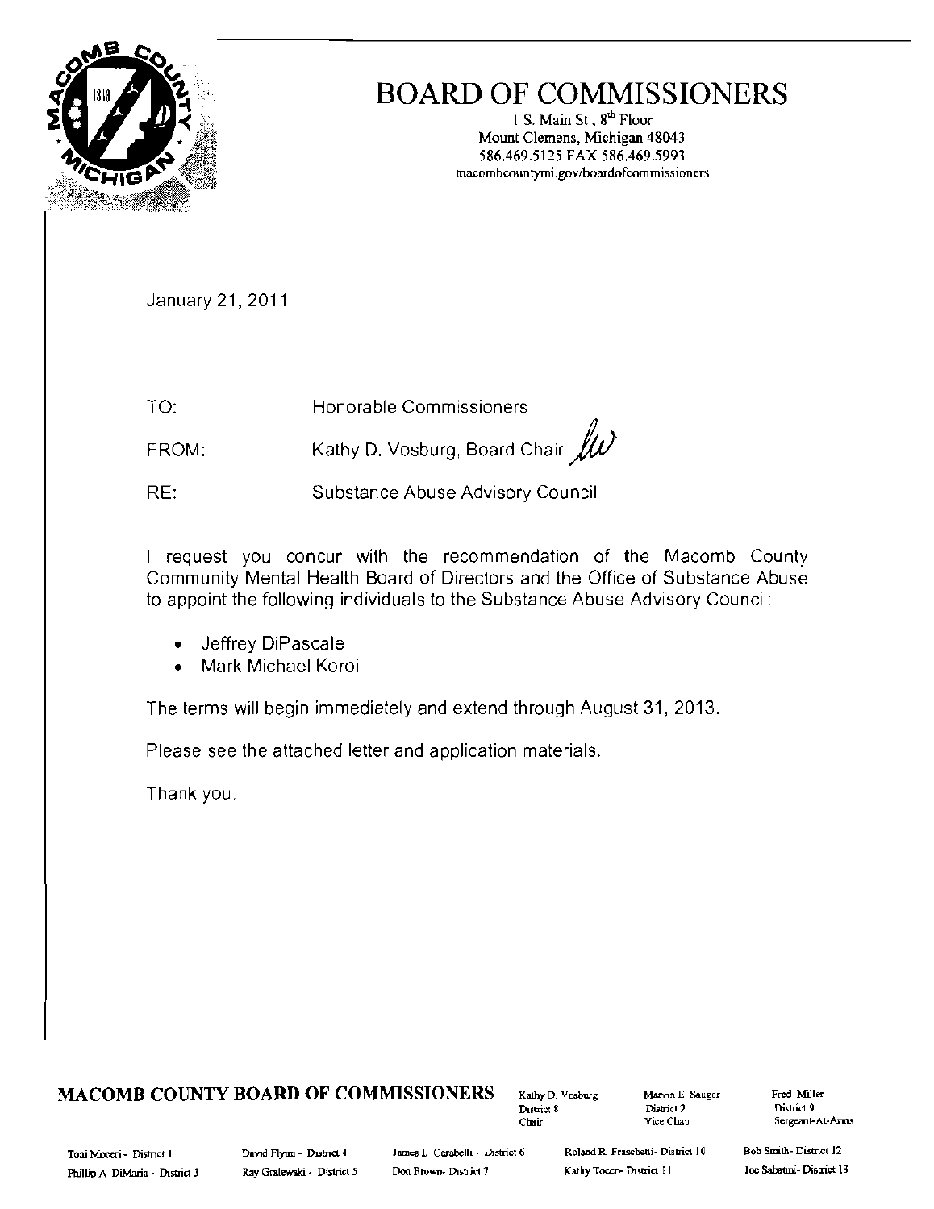# BOARD OF COMMISSIONERS

1 S. Main St., 8th Floor
Mount Clemens, Michigan 48043
586.469.5125 FAX 586.469.5993
macombcountymi.gov/boardofcommissioners

January 21, 2011

TO: Honorable Commissioners

FROM: Kathy D. Vosburg, Board Chair *kv*

RE: Substance Abuse Advisory Council

I request you concur with the recommendation of the Macomb County Community Mental Health Board of Directors and the Office of Substance Abuse to appoint the following individuals to the Substance Abuse Advisory Council:

- Jeffrey DiPascale
- Mark Michael Koroi

The terms will begin immediately and extend through August 31, 2013.

Please see the attached letter and application materials.

Thank you.

**MACOMB COUNTY BOARD OF COMMISSIONERS**

Kathy D. Vosburg, District 8, Chair
Marvin E. Sauger, District 2, Vice Chair
Fred Miller, District 9, Sergeant-At-Arms

Toni Moceri - District 1
Phillip A. DiMaria - District 3
David Flynn - District 4
Ray Gralewski - District 5
James L. Carabelli - District 6
Don Brown - District 7
Roland R. Fraschetti - District 10
Kathy Tocco - District 11
Bob Smith - District 12
Joe Sabatini - District 13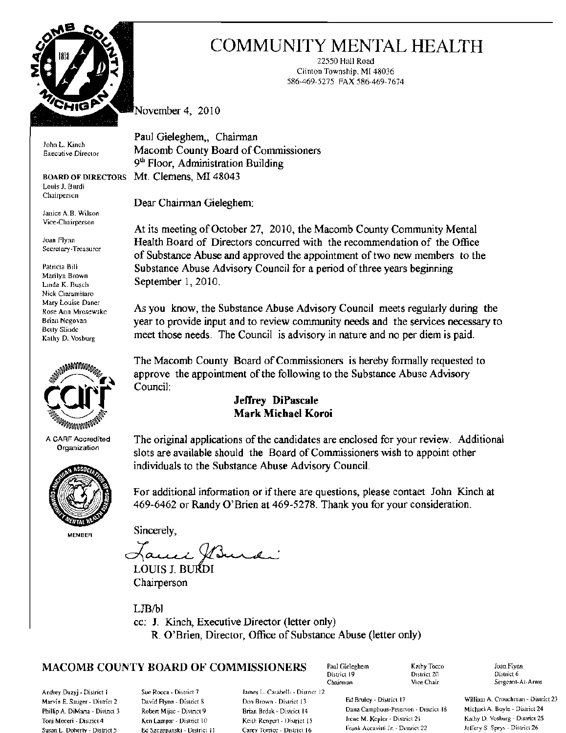# COMMUNITY MENTAL HEALTH

22550 Hall Road
Clinton Township, MI 48036
586-469-5275 FAX 586-469-7674

John L. Kinch
Executive Director

**BOARD OF DIRECTORS**
Louis J. Burdi
Chairperson

Janice A.B. Wilson
Vice-Chairperson

Joan Flynn
Secretary-Treasurer

Patricia Bill
Marilyn Brown
Linda K. Busch
Nick Ciaramitaro
Mary Louise Daner
Rose Ann Mrosewske
Brian Negovan
Betty Slinde
Kathy D. Vosburg

A CARF Accredited Organization

MEMBER

November 4, 2010

Paul Gieleghem,, Chairman
Macomb County Board of Commissioners
9th Floor, Administration Building
Mt. Clemens, MI 48043

Dear Chairman Gieleghem:

At its meeting of October 27, 2010, the Macomb County Community Mental Health Board of Directors concurred with the recommendation of the Office of Substance Abuse and approved the appointment of two new members to the Substance Abuse Advisory Council for a period of three years beginning September 1, 2010.

As you know, the Substance Abuse Advisory Council meets regularly during the year to provide input and to review community needs and the services necessary to meet those needs. The Council is advisory in nature and no per diem is paid.

The Macomb County Board of Commissioners is hereby formally requested to approve the appointment of the following to the Substance Abuse Advisory Council:

**Jeffrey DiPascale**
**Mark Michael Koroi**

The original applications of the candidates are enclosed for your review. Additional slots are available should the Board of Commissioners wish to appoint other individuals to the Substance Abuse Advisory Council.

For additional information or if there are questions, please contaet John Kinch at 469-6462 or Randy O'Brien at 469-5278. Thank you for your consideration.

Sincerely,

*Louis J Burdi*

LOUIS J. BURDI
Chairperson

LJB/bl

cc: J. Kinch, Executive Director (letter only)
R. O'Brien, Director, Office of Substance Abuse (letter only)

## MACOMB COUNTY BOARD OF COMMISSIONERS

Paul Gieleghem, District 19, Chairman
Kathy Tocco, District 20, Vice Chair
Joan Flynn, District 6, Sergeant-At-Arms

Andrey Duzyj - District 1
Marvin E. Sauger - District 2
Phillip A. DiMaria - District 3
Toni Moceri - District 4
Susan L. Doherty - District 5
Sue Rocca - District 7
David Flynn - District 8
Robert Mijac - District 9
Ken Lampar - District 10
Ed Szczepanski - District 11
James L. Carabelli - District 12
Don Brown - District 13
Brian Brdak - District 14
Keith Rengert - District 15
Carey Torrice - District 16
Ed Bruley - District 17
Dana Camphous-Peterson - District 18
Irene M. Kepler - District 21
Frank Accavitti Jr. - District 22
William A. Crouchman - District 23
Michael A. Boyle - District 24
Kathy D. Vosburg - District 25
Jeffery S. Sprys - District 26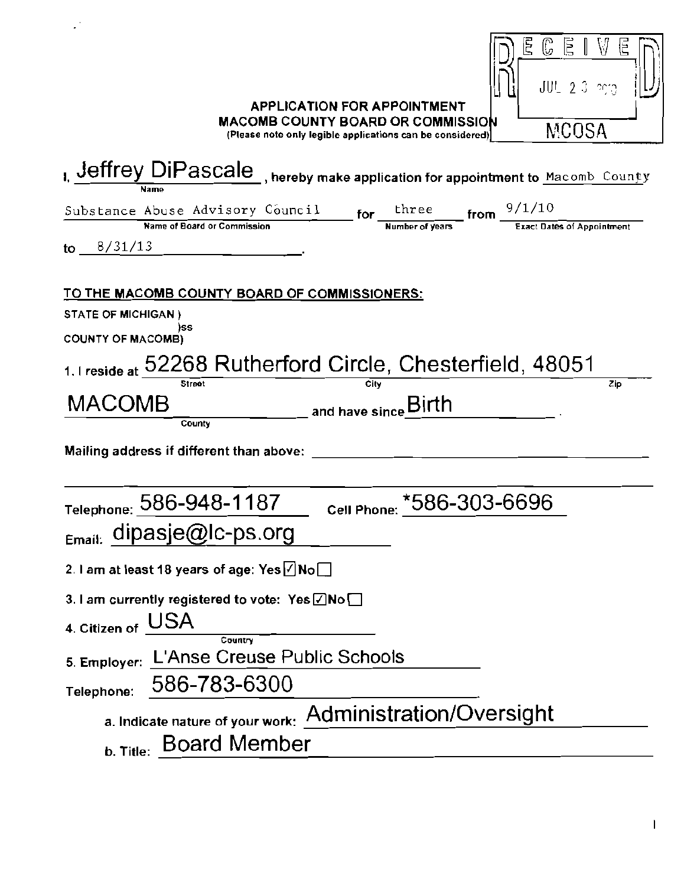RECEIVED
JUL 2 3 2010
MCOSA

**APPLICATION FOR APPOINTMENT**
**MACOMB COUNTY BOARD OR COMMISSION**
(Please note only legible applications can be considered)

I, Jeffrey DiPascale (Name), hereby make application for appointment to Macomb County Substance Abuse Advisory Council (Name of Board or Commission) for three (Number of years) from 9/1/10 (Exact Dates of Appointment) to 8/31/13.

**TO THE MACOMB COUNTY BOARD OF COMMISSIONERS:**

STATE OF MICHIGAN )
)ss
COUNTY OF MACOMB)

1. I reside at 52268 Rutherford Circle (Street), Chesterfield (City), 48051 (Zip)
MACOMB (County) and have since Birth.

Mailing address if different than above: ______________________

Telephone: 586-948-1187 Cell Phone: *586-303-6696

Email: dipasje@lc-ps.org

2. I am at least 18 years of age: Yes ☑ No ☐

3. I am currently registered to vote: Yes ☑ No ☐

4. Citizen of USA (Country)

5. Employer: L'Anse Creuse Public Schools

Telephone: 586-783-6300

a. Indicate nature of your work: Administration/Oversight

b. Title: Board Member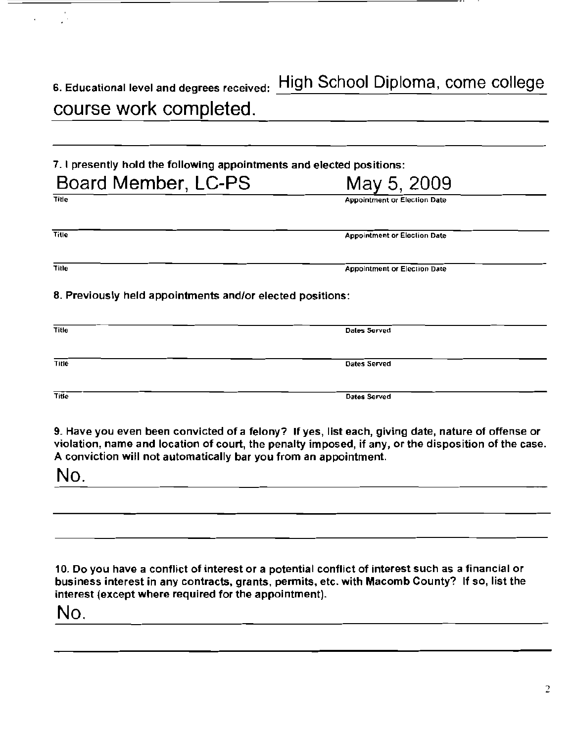6. Educational level and degrees received: High School Diploma, come college course work completed.

7. I presently hold the following appointments and elected positions:

| Title | Appointment or Election Date |
|---|---|
| Board Member, LC-PS | May 5, 2009 |
| | |
| | |

8. Previously held appointments and/or elected positions:

| Title | Dates Served |
|---|---|
| | |
| | |
| | |

9. Have you even been convicted of a felony? If yes, list each, giving date, nature of offense or violation, name and location of court, the penalty imposed, if any, or the disposition of the case. A conviction will not automatically bar you from an appointment.

No.

10. Do you have a conflict of interest or a potential conflict of interest such as a financial or business interest in any contracts, grants, permits, etc. with Macomb County? If so, list the interest (except where required for the appointment).

No.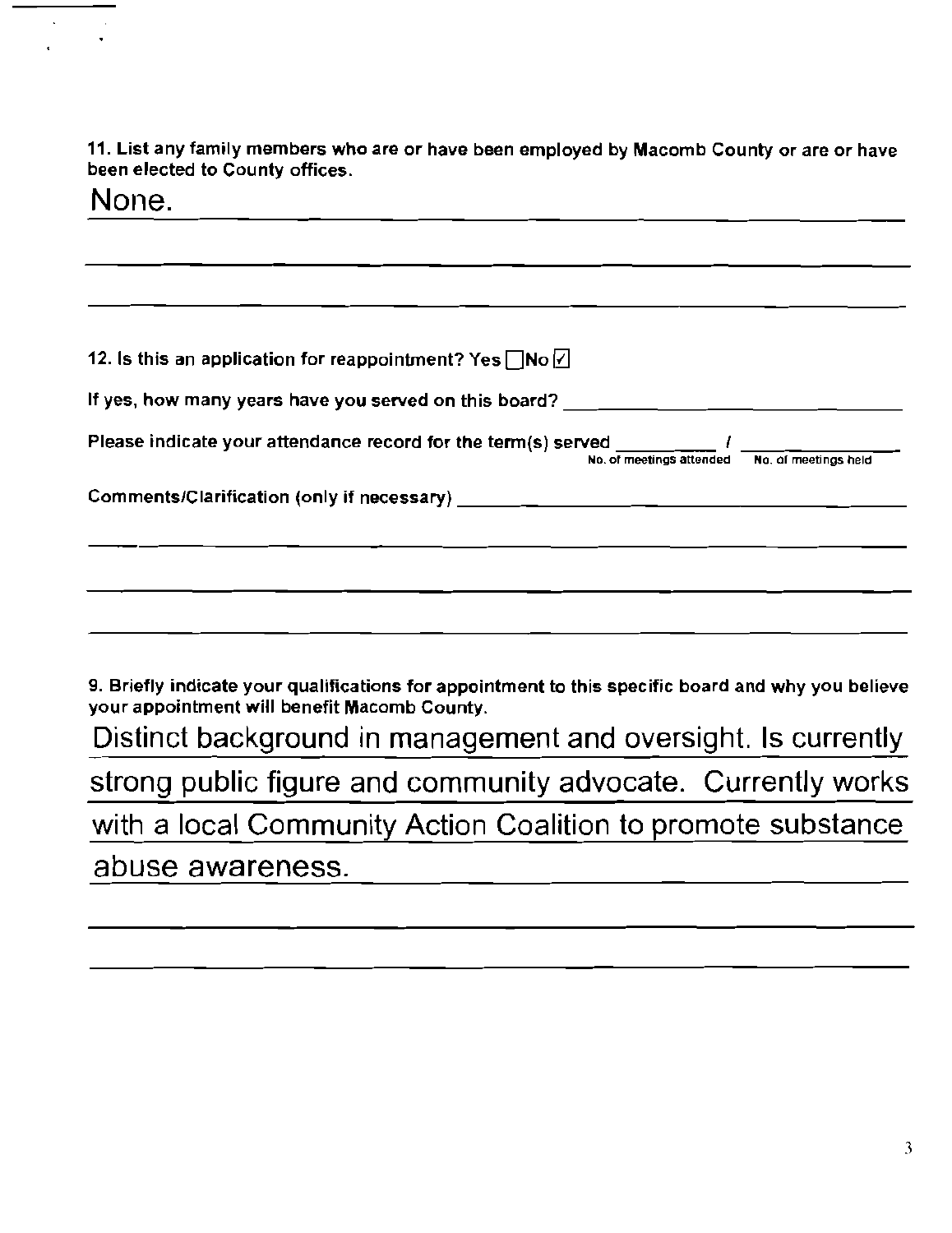**11. List any family members who are or have been employed by Macomb County or are or have been elected to County offices.**

None.

**12. Is this an application for reappointment?** Yes ☐ No ☑

If yes, how many years have you served on this board? ______________________

Please indicate your attendance record for the term(s) served __________ / __________
(No. of meetings attended / No. of meetings held)

Comments/Clarification (only if necessary) ______________________

**9. Briefly indicate your qualifications for appointment to this specific board and why you believe your appointment will benefit Macomb County.**

Distinct background in management and oversight. Is currently strong public figure and community advocate. Currently works with a local Community Action Coalition to promote substance abuse awareness.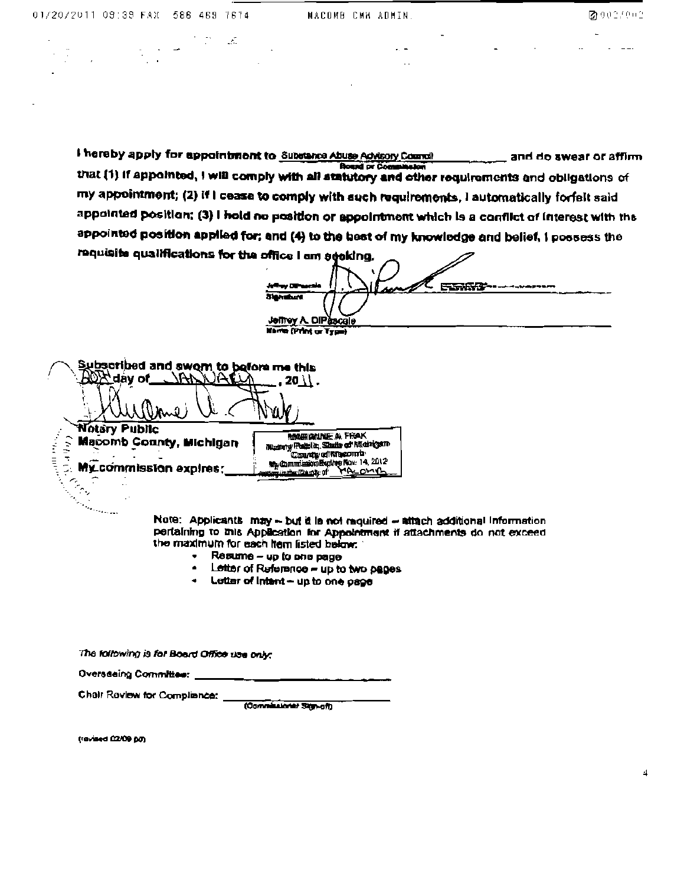I hereby apply for appointment to Substance Abuse Advisory Council and do swear or affirm
Board or Commission

that (1) if appointed, I will comply with all statutory and other requirements and obligations of my appointment; (2) if I cease to comply with such requirements, I automatically forfeit said appointed position; (3) I hold no position or appointment which is a conflict of interest with the appointed position applied for; and (4) to the best of my knowledge and belief, I possess the requisite qualifications for the office I am seeking.

Jeffrey DiPascale
Signature

Jeffrey A. DiPascale
Name (Print or Type)

Subscribed and sworn to before me this 20th day of JANUARY, 2011.

Notary Public
Macomb County, Michigan

My commission expires: MARIANNE A. FRAK, Notary Public, State of Michigan, County of Macomb, My Commission Expires Nov. 14, 2012, Acting in the County of MACOMB

Note: Applicants may – but it is not required – attach additional information pertaining to this Application for Appointment if attachments do not exceed the maximum for each item listed below:

- Resume – up to one page
- Letter of Reference – up to two pages
- Letter of Intent – up to one page

*The following is for Board Office use only:*

Overseeing Committee: ______________________

Chair Review for Compliance: ______________________
(Commissioner Sign-off)

(revised 02/09 pd)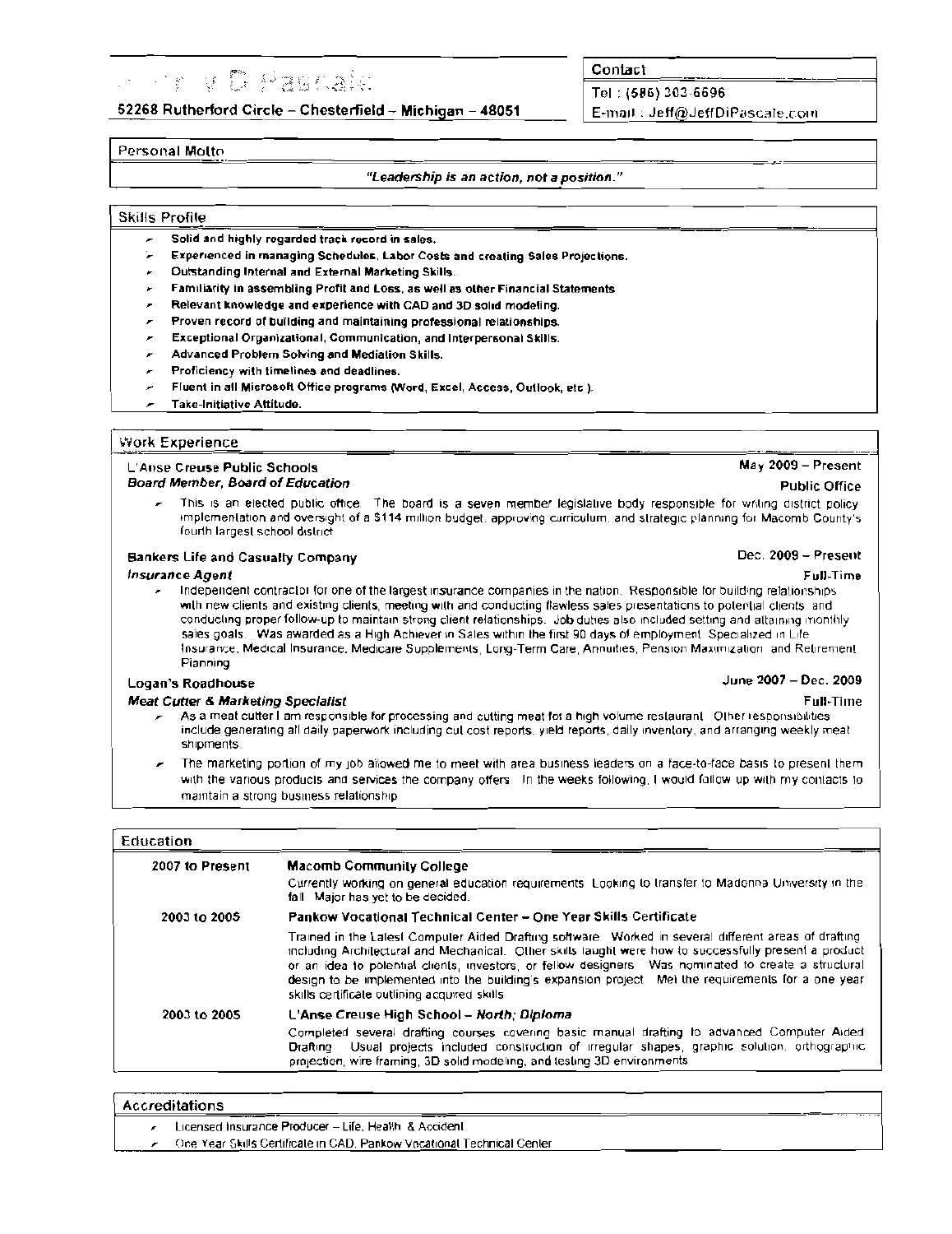# Jeffrey D Pascale

**52268 Rutherford Circle – Chesterfield – Michigan – 48051**

**Contact**

Tel : (586) 303-6696

E-mail : Jeff@JeffDiPascale.com

## Personal Motto

***"Leadership is an action, not a position."***

## Skills Profile

- **Solid and highly regarded track record in sales.**
- **Experienced in managing Schedules, Labor Costs and creating Sales Projections.**
- **Outstanding Internal and External Marketing Skills.**
- **Familiarity in assembling Profit and Loss, as well as other Financial Statements**
- **Relevant knowledge and experience with CAD and 3D solid modeling.**
- **Proven record of building and maintaining professional relationships.**
- **Exceptional Organizational, Communication, and Interpersonal Skills.**
- **Advanced Problem Solving and Mediation Skills.**
- **Proficiency with timelines and deadlines.**
- **Fluent in all Microsoft Office programs (Word, Excel, Access, Outlook, etc ).**
- **Take-Initiative Attitude.**

## Work Experience

**L'Anse Creuse Public Schools** — May 2009 – Present

***Board Member, Board of Education*** — Public Office

- This is an elected public office. The board is a seven member legislative body responsible for writing district policy implementation and oversight of a $114 million budget, approving curriculum, and strategic planning for Macomb County's fourth largest school district

**Bankers Life and Casualty Company** — Dec. 2009 – Present

***Insurance Agent*** — Full-Time

- Independent contractor for one of the largest insurance companies in the nation. Responsible for building relationships with new clients and existing clients, meeting with and conducting flawless sales presentations to potential clients and conducting proper follow-up to maintain strong client relationships. Job duties also included setting and attaining monthly sales goals. Was awarded as a High Achiever in Sales within the first 90 days of employment. Specialized in Life Insurance, Medical Insurance, Medicare Supplements, Long-Term Care, Annuities, Pension Maximization and Retirement Planning

**Logan's Roadhouse** — June 2007 – Dec. 2009

***Meat Cutter & Marketing Specialist*** — Full-Time

- As a meat cutter I am responsible for processing and cutting meat for a high volume restaurant. Other responsibilities include generating all daily paperwork including cut cost reports, yield reports, daily inventory, and arranging weekly meat shipments.
- The marketing portion of my job allowed me to meet with area business leaders on a face-to-face basis to present them with the various products and services the company offers. In the weeks following, I would follow up with my contacts to maintain a strong business relationship

## Education

**2007 to Present** — **Macomb Community College**

Currently working on general education requirements. Looking to transfer to Madonna University in the fall. Major has yet to be decided.

**2003 to 2005** — **Pankow Vocational Technical Center – One Year Skills Certificate**

Trained in the Latest Computer Aided Drafting software. Worked in several different areas of drafting including Architectural and Mechanical. Other skills taught were how to successfully present a product or an idea to potential clients, investors, or fellow designers. Was nominated to create a structural design to be implemented into the building's expansion project. Met the requirements for a one year skills certificate outlining acquired skills

**2003 to 2005** — **L'Anse Creuse High School – *North; Diploma***

Completed several drafting courses covering basic manual drafting to advanced Computer Aided Drafting. Usual projects included construction of irregular shapes, graphic solution, orthographic projection, wire framing, 3D solid modeling, and testing 3D environments

## Accreditations

- Licensed Insurance Producer – Life, Health & Accident
- One Year Skills Certificate in CAD, Pankow Vocational Technical Center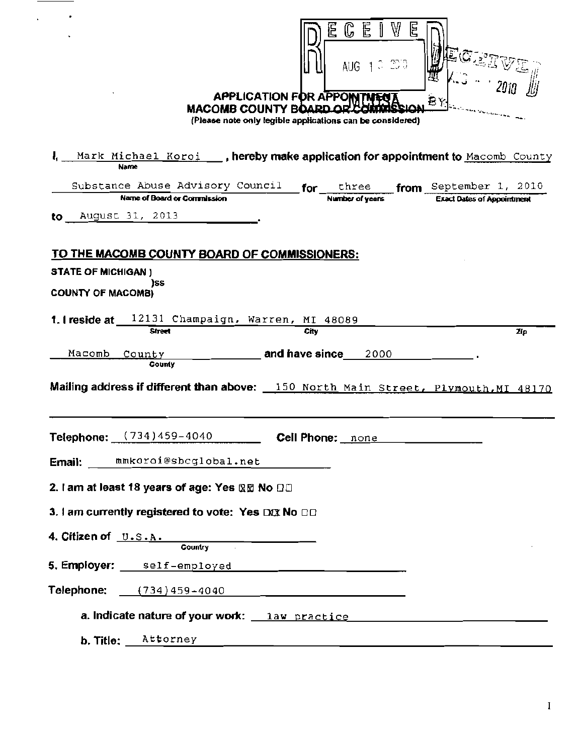RECEIVED AUG 13 2010

RECEIVED AUG 2010 BY

**APPLICATION FOR APPOINTMENT**
**MACOMB COUNTY BOARD OR COMMISSION**
(Please note only legible applications can be considered)

**I,** Mark Michael Koroi **, hereby make application for appointment to** Macomb County Substance Abuse Advisory Council **for** three **from** September 1, 2010 **to** August 31, 2013.

(Name) (Name of Board or Commission) (Number of years) (Exact Dates of Appointment)

## TO THE MACOMB COUNTY BOARD OF COMMISSIONERS:

**STATE OF MICHIGAN )**
**)ss**
**COUNTY OF MACOMB)**

**1. I reside at** 12131 Champaign, Warren, MI 48089 (Street, City, Zip)

Macomb County (County) **and have since** 2000 .

**Mailing address if different than above:** 150 North Main Street, Plymouth, MI 48170

**Telephone:** (734)459-4040 **Cell Phone:** none

**Email:** mmkoroi@sbcglobal.net

**2. I am at least 18 years of age: Yes** ☒ **No** ☐

**3. I am currently registered to vote: Yes** ☒ **No** ☐

**4. Citizen of** U.S.A. (Country)

**5. Employer:** self-employed

**Telephone:** (734)459-4040

**a. Indicate nature of your work:** law practice

**b. Title:** Attorney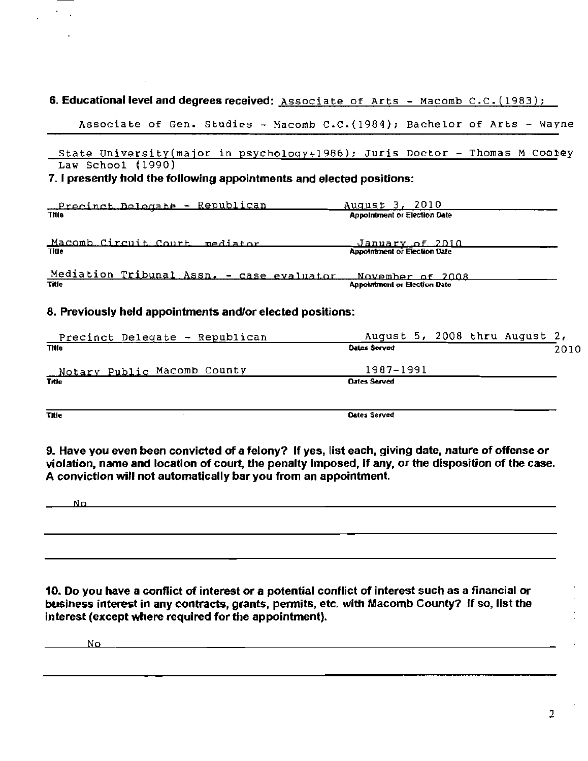**6. Educational level and degrees received:** Associate of Arts - Macomb C.C.(1983); Associate of Gen. Studies - Macomb C.C.(1984); Bachelor of Arts - Wayne State University(major in psychology+1986); Juris Doctor - Thomas M Cooley Law School (1990)

**7. I presently hold the following appointments and elected positions:**

| Title | Appointment or Election Date |
|---|---|
| Precinct Delegate - Republican | August 3, 2010 |
| Macomb Circuit Court mediator | January of 2010 |
| Mediation Tribunal Assn. - case evaluator | November of 2008 |

**8. Previously held appointments and/or elected positions:**

| Title | Dates Served |
|---|---|
| Precinct Delegate - Republican | August 5, 2008 thru August 2, 2010 |
| Notary Public Macomb County | 1987-1991 |
| | |

**9. Have you even been convicted of a felony? If yes, list each, giving date, nature of offense or violation, name and location of court, the penalty imposed, if any, or the disposition of the case. A conviction will not automatically bar you from an appointment.**

No

**10. Do you have a conflict of interest or a potential conflict of interest such as a financial or business interest in any contracts, grants, permits, etc. with Macomb County? If so, list the interest (except where required for the appointment).**

No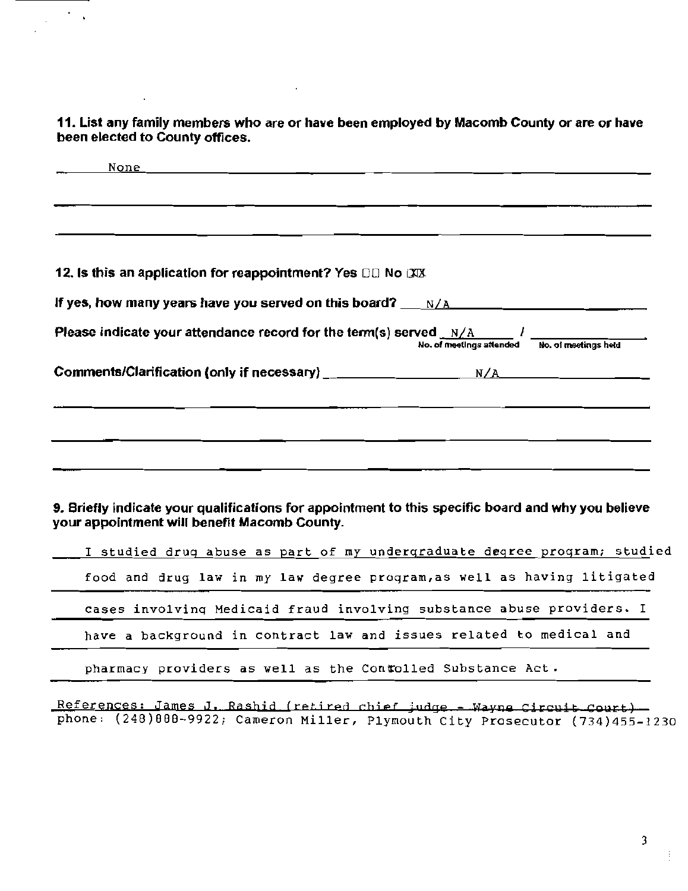**11. List any family members who are or have been employed by Macomb County or are or have been elected to County offices.**

None

**12. Is this an application for reappointment? Yes ☐☐ No ☒☒**

**If yes, how many years have you served on this board?** N/A

**Please indicate your attendance record for the term(s) served** N/A / ______
No. of meetings attended / No. of meetings held

**Comments/Clarification (only if necessary)** N/A

**9. Briefly indicate your qualifications for appointment to this specific board and why you believe your appointment will benefit Macomb County.**

I studied drug abuse as part of my undergraduate degree program; studied food and drug law in my law degree program,as well as having litigated cases involving Medicaid fraud involving substance abuse providers. I have a background in contract law and issues related to medical and pharmacy providers as well as the Controlled Substance Act.

References: James J. Rashid (retired chief judge - Wayne Circuit Court) phone: (248)808-9922; Cameron Miller, Plymouth City Prosecutor (734)455-1230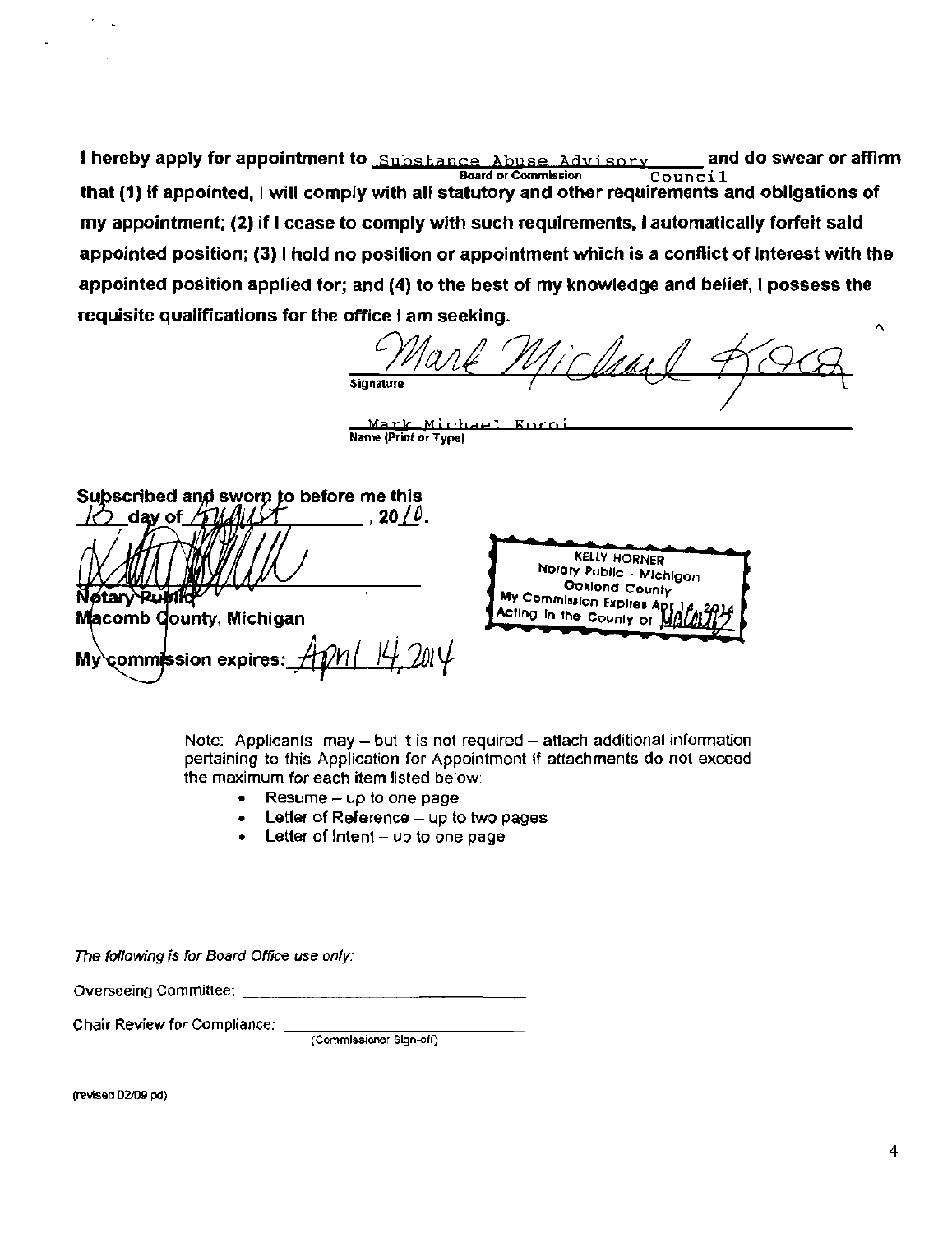I hereby apply for appointment to Substance Abuse Advisory Council (Board or Commission) and do swear or affirm that (1) if appointed, I will comply with all statutory and other requirements and obligations of my appointment; (2) if I cease to comply with such requirements, I automatically forfeit said appointed position; (3) I hold no position or appointment which is a conflict of interest with the appointed position applied for; and (4) to the best of my knowledge and belief, I possess the requisite qualifications for the office I am seeking.

Mark Michael Koroi
Signature

Mark Michael Koroi
Name (Print or Type)

Subscribed and sworn to before me this 10 day of August, 2010.

Notary Public
Macomb County, Michigan

My commission expires: April 14, 2014

KELLY HORNER
Notary Public - Michigan
Oakland County
My Commission Expires Apr 14, 2014
Acting in the County of Macomb

Note: Applicants may – but it is not required – attach additional information pertaining to this Application for Appointment if attachments do not exceed the maximum for each item listed below:

- Resume – up to one page
- Letter of Reference – up to two pages
- Letter of Intent – up to one page

*The following is for Board Office use only:*

Overseeing Committee: ______________________

Chair Review for Compliance: ______________________
(Commissioner Sign-off)

(revised 02/09 pd)